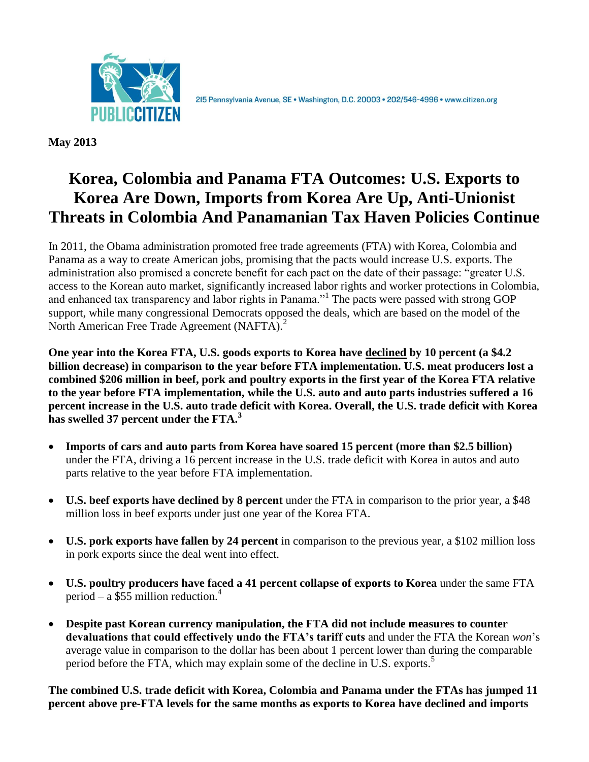PUBLIC CITIZEN

215 Pennsylvania Avenue, SE • Washington, D.C. 20003 • 202/546-4996 • www.citizen.org

**May 2013**

# Korea, Colombia and Panama FTA Outcomes: U.S. Exports to Korea Are Down, Imports from Korea Are Up, Anti-Unionist Threats in Colombia And Panamanian Tax Haven Policies Continue

In 2011, the Obama administration promoted free trade agreements (FTA) with Korea, Colombia and Panama as a way to create American jobs, promising that the pacts would increase U.S. exports. The administration also promised a concrete benefit for each pact on the date of their passage: "greater U.S. access to the Korean auto market, significantly increased labor rights and worker protections in Colombia, and enhanced tax transparency and labor rights in Panama."[1] The pacts were passed with strong GOP support, while many congressional Democrats opposed the deals, which are based on the model of the North American Free Trade Agreement (NAFTA).[2]

**One year into the Korea FTA, U.S. goods exports to Korea have <u>declined</u> by 10 percent (a $4.2 billion decrease) in comparison to the year before FTA implementation. U.S. meat producers lost a combined $206 million in beef, pork and poultry exports in the first year of the Korea FTA relative to the year before FTA implementation, while the U.S. auto and auto parts industries suffered a 16 percent increase in the U.S. auto trade deficit with Korea. Overall, the U.S. trade deficit with Korea has swelled 37 percent under the FTA.[3]**

- **Imports of cars and auto parts from Korea have soared 15 percent (more than $2.5 billion)** under the FTA, driving a 16 percent increase in the U.S. trade deficit with Korea in autos and auto parts relative to the year before FTA implementation.

- **U.S. beef exports have declined by 8 percent** under the FTA in comparison to the prior year, a $48 million loss in beef exports under just one year of the Korea FTA.

- **U.S. pork exports have fallen by 24 percent** in comparison to the previous year, a $102 million loss in pork exports since the deal went into effect.

- **U.S. poultry producers have faced a 41 percent collapse of exports to Korea** under the same FTA period – a $55 million reduction.[4]

- **Despite past Korean currency manipulation, the FTA did not include measures to counter devaluations that could effectively undo the FTA's tariff cuts** and under the FTA the Korean *won*'s average value in comparison to the dollar has been about 1 percent lower than during the comparable period before the FTA, which may explain some of the decline in U.S. exports.[5]

**The combined U.S. trade deficit with Korea, Colombia and Panama under the FTAs has jumped 11 percent above pre-FTA levels for the same months as exports to Korea have declined and imports**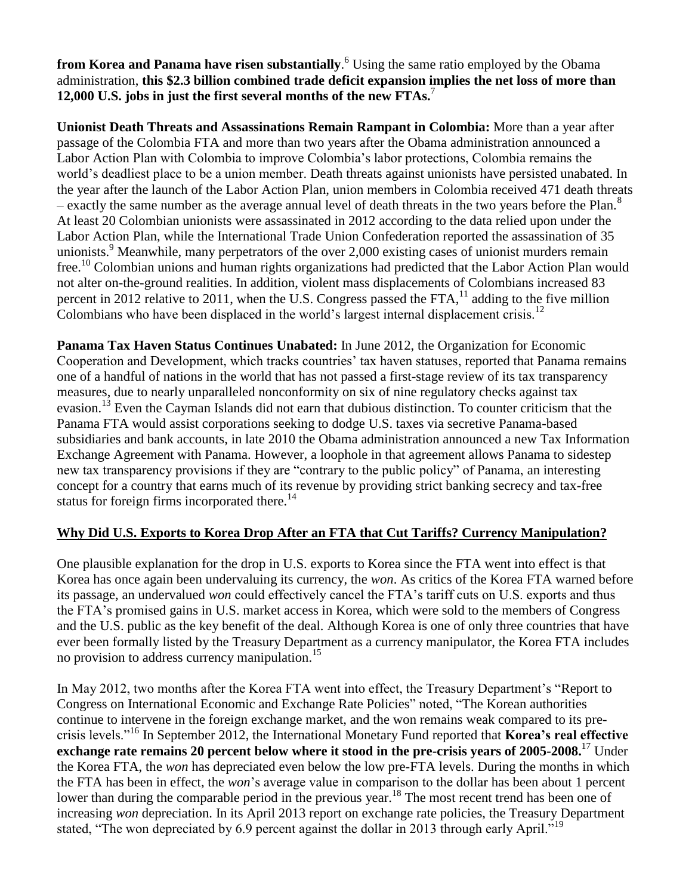**from Korea and Panama have risen substantially**.[6] Using the same ratio employed by the Obama administration, **this $2.3 billion combined trade deficit expansion implies the net loss of more than 12,000 U.S. jobs in just the first several months of the new FTAs.**[7]

**Unionist Death Threats and Assassinations Remain Rampant in Colombia:** More than a year after passage of the Colombia FTA and more than two years after the Obama administration announced a Labor Action Plan with Colombia to improve Colombia's labor protections, Colombia remains the world's deadliest place to be a union member. Death threats against unionists have persisted unabated. In the year after the launch of the Labor Action Plan, union members in Colombia received 471 death threats – exactly the same number as the average annual level of death threats in the two years before the Plan.[8] At least 20 Colombian unionists were assassinated in 2012 according to the data relied upon under the Labor Action Plan, while the International Trade Union Confederation reported the assassination of 35 unionists.[9] Meanwhile, many perpetrators of the over 2,000 existing cases of unionist murders remain free.[10] Colombian unions and human rights organizations had predicted that the Labor Action Plan would not alter on-the-ground realities. In addition, violent mass displacements of Colombians increased 83 percent in 2012 relative to 2011, when the U.S. Congress passed the FTA,[11] adding to the five million Colombians who have been displaced in the world's largest internal displacement crisis.[12]

**Panama Tax Haven Status Continues Unabated:** In June 2012, the Organization for Economic Cooperation and Development, which tracks countries' tax haven statuses, reported that Panama remains one of a handful of nations in the world that has not passed a first-stage review of its tax transparency measures, due to nearly unparalleled nonconformity on six of nine regulatory checks against tax evasion.[13] Even the Cayman Islands did not earn that dubious distinction. To counter criticism that the Panama FTA would assist corporations seeking to dodge U.S. taxes via secretive Panama-based subsidiaries and bank accounts, in late 2010 the Obama administration announced a new Tax Information Exchange Agreement with Panama. However, a loophole in that agreement allows Panama to sidestep new tax transparency provisions if they are "contrary to the public policy" of Panama, an interesting concept for a country that earns much of its revenue by providing strict banking secrecy and tax-free status for foreign firms incorporated there.[14]

## Why Did U.S. Exports to Korea Drop After an FTA that Cut Tariffs? Currency Manipulation?

One plausible explanation for the drop in U.S. exports to Korea since the FTA went into effect is that Korea has once again been undervaluing its currency, the *won*. As critics of the Korea FTA warned before its passage, an undervalued *won* could effectively cancel the FTA's tariff cuts on U.S. exports and thus the FTA's promised gains in U.S. market access in Korea, which were sold to the members of Congress and the U.S. public as the key benefit of the deal. Although Korea is one of only three countries that have ever been formally listed by the Treasury Department as a currency manipulator, the Korea FTA includes no provision to address currency manipulation.[15]

In May 2012, two months after the Korea FTA went into effect, the Treasury Department's "Report to Congress on International Economic and Exchange Rate Policies" noted, "The Korean authorities continue to intervene in the foreign exchange market, and the won remains weak compared to its pre-crisis levels."[16] In September 2012, the International Monetary Fund reported that **Korea's real effective exchange rate remains 20 percent below where it stood in the pre-crisis years of 2005-2008.**[17] Under the Korea FTA, the *won* has depreciated even below the low pre-FTA levels. During the months in which the FTA has been in effect, the *won*'s average value in comparison to the dollar has been about 1 percent lower than during the comparable period in the previous year.[18] The most recent trend has been one of increasing *won* depreciation. In its April 2013 report on exchange rate policies, the Treasury Department stated, "The won depreciated by 6.9 percent against the dollar in 2013 through early April."[19]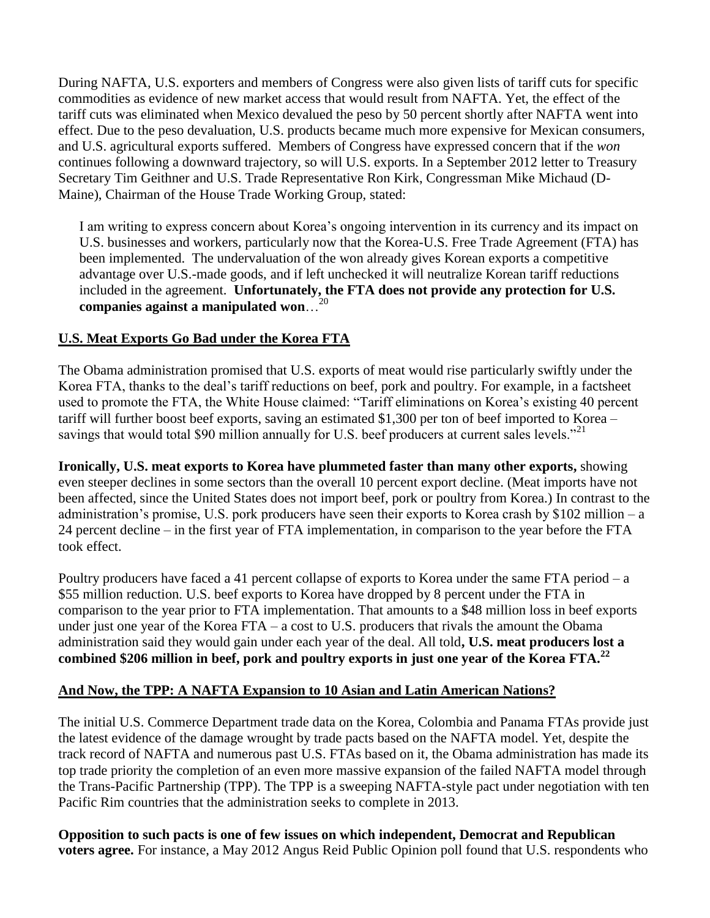During NAFTA, U.S. exporters and members of Congress were also given lists of tariff cuts for specific commodities as evidence of new market access that would result from NAFTA. Yet, the effect of the tariff cuts was eliminated when Mexico devalued the peso by 50 percent shortly after NAFTA went into effect. Due to the peso devaluation, U.S. products became much more expensive for Mexican consumers, and U.S. agricultural exports suffered. Members of Congress have expressed concern that if the *won* continues following a downward trajectory, so will U.S. exports. In a September 2012 letter to Treasury Secretary Tim Geithner and U.S. Trade Representative Ron Kirk, Congressman Mike Michaud (D-Maine), Chairman of the House Trade Working Group, stated:

> I am writing to express concern about Korea's ongoing intervention in its currency and its impact on U.S. businesses and workers, particularly now that the Korea-U.S. Free Trade Agreement (FTA) has been implemented. The undervaluation of the won already gives Korean exports a competitive advantage over U.S.-made goods, and if left unchecked it will neutralize Korean tariff reductions included in the agreement. **Unfortunately, the FTA does not provide any protection for U.S. companies against a manipulated won**…[20]

## U.S. Meat Exports Go Bad under the Korea FTA

The Obama administration promised that U.S. exports of meat would rise particularly swiftly under the Korea FTA, thanks to the deal's tariff reductions on beef, pork and poultry. For example, in a factsheet used to promote the FTA, the White House claimed: "Tariff eliminations on Korea's existing 40 percent tariff will further boost beef exports, saving an estimated $1,300 per ton of beef imported to Korea – savings that would total $90 million annually for U.S. beef producers at current sales levels."[21]

**Ironically, U.S. meat exports to Korea have plummeted faster than many other exports,** showing even steeper declines in some sectors than the overall 10 percent export decline. (Meat imports have not been affected, since the United States does not import beef, pork or poultry from Korea.) In contrast to the administration's promise, U.S. pork producers have seen their exports to Korea crash by $102 million – a 24 percent decline – in the first year of FTA implementation, in comparison to the year before the FTA took effect.

Poultry producers have faced a 41 percent collapse of exports to Korea under the same FTA period – a $55 million reduction. U.S. beef exports to Korea have dropped by 8 percent under the FTA in comparison to the year prior to FTA implementation. That amounts to a $48 million loss in beef exports under just one year of the Korea FTA – a cost to U.S. producers that rivals the amount the Obama administration said they would gain under each year of the deal. All told**, U.S. meat producers lost a combined $206 million in beef, pork and poultry exports in just one year of the Korea FTA.[22]**

## And Now, the TPP: A NAFTA Expansion to 10 Asian and Latin American Nations?

The initial U.S. Commerce Department trade data on the Korea, Colombia and Panama FTAs provide just the latest evidence of the damage wrought by trade pacts based on the NAFTA model. Yet, despite the track record of NAFTA and numerous past U.S. FTAs based on it, the Obama administration has made its top trade priority the completion of an even more massive expansion of the failed NAFTA model through the Trans-Pacific Partnership (TPP). The TPP is a sweeping NAFTA-style pact under negotiation with ten Pacific Rim countries that the administration seeks to complete in 2013.

**Opposition to such pacts is one of few issues on which independent, Democrat and Republican voters agree.** For instance, a May 2012 Angus Reid Public Opinion poll found that U.S. respondents who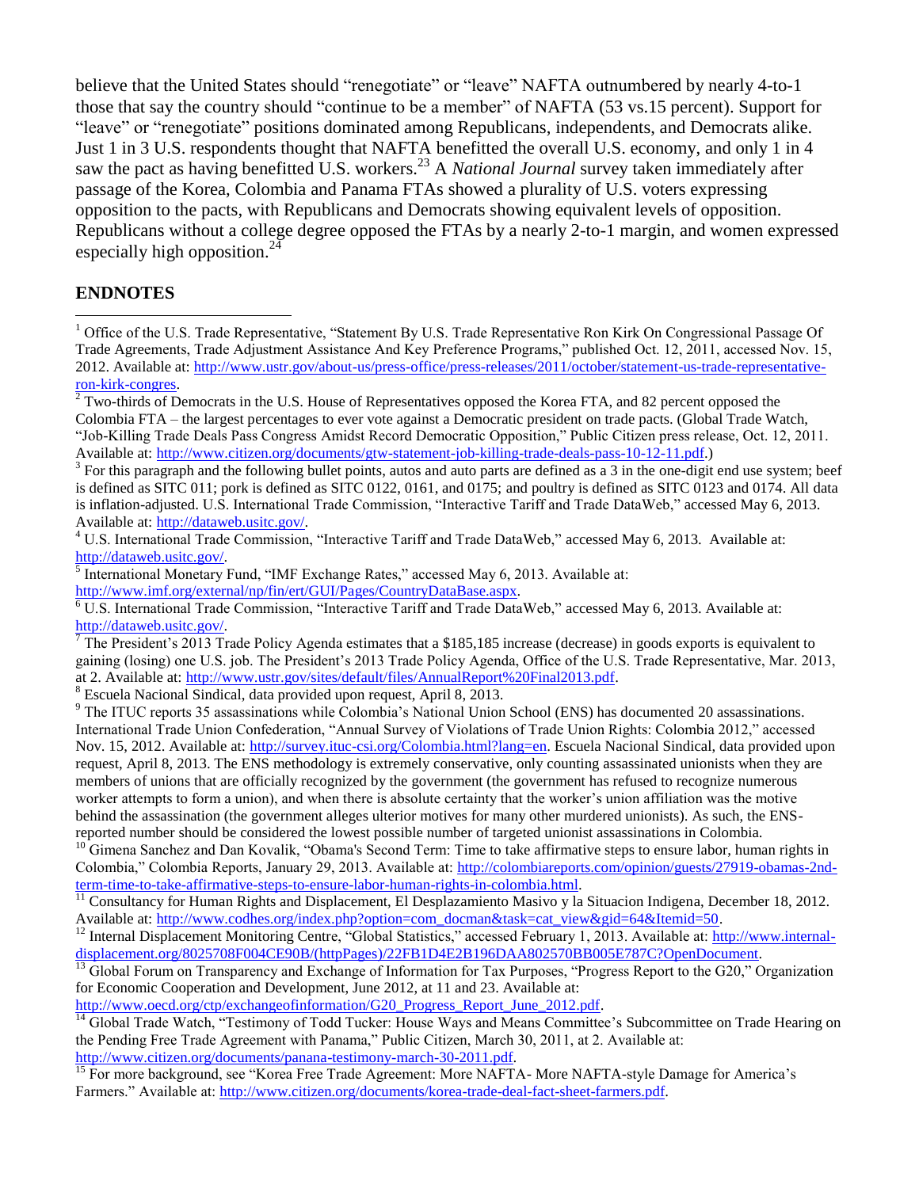believe that the United States should "renegotiate" or "leave" NAFTA outnumbered by nearly 4-to-1 those that say the country should "continue to be a member" of NAFTA (53 vs.15 percent). Support for "leave" or "renegotiate" positions dominated among Republicans, independents, and Democrats alike. Just 1 in 3 U.S. respondents thought that NAFTA benefitted the overall U.S. economy, and only 1 in 4 saw the pact as having benefitted U.S. workers.[23] A *National Journal* survey taken immediately after passage of the Korea, Colombia and Panama FTAs showed a plurality of U.S. voters expressing opposition to the pacts, with Republicans and Democrats showing equivalent levels of opposition. Republicans without a college degree opposed the FTAs by a nearly 2-to-1 margin, and women expressed especially high opposition.[24]

## ENDNOTES

[1] Office of the U.S. Trade Representative, "Statement By U.S. Trade Representative Ron Kirk On Congressional Passage Of Trade Agreements, Trade Adjustment Assistance And Key Preference Programs," published Oct. 12, 2011, accessed Nov. 15, 2012. Available at: http://www.ustr.gov/about-us/press-office/press-releases/2011/october/statement-us-trade-representative-ron-kirk-congres.

[2] Two-thirds of Democrats in the U.S. House of Representatives opposed the Korea FTA, and 82 percent opposed the Colombia FTA – the largest percentages to ever vote against a Democratic president on trade pacts. (Global Trade Watch, "Job-Killing Trade Deals Pass Congress Amidst Record Democratic Opposition," Public Citizen press release, Oct. 12, 2011. Available at: http://www.citizen.org/documents/gtw-statement-job-killing-trade-deals-pass-10-12-11.pdf.)

[3] For this paragraph and the following bullet points, autos and auto parts are defined as a 3 in the one-digit end use system; beef is defined as SITC 011; pork is defined as SITC 0122, 0161, and 0175; and poultry is defined as SITC 0123 and 0174. All data is inflation-adjusted. U.S. International Trade Commission, "Interactive Tariff and Trade DataWeb," accessed May 6, 2013. Available at: http://dataweb.usitc.gov/.

[4] U.S. International Trade Commission, "Interactive Tariff and Trade DataWeb," accessed May 6, 2013. Available at: http://dataweb.usitc.gov/.

[5] International Monetary Fund, "IMF Exchange Rates," accessed May 6, 2013. Available at: http://www.imf.org/external/np/fin/ert/GUI/Pages/CountryDataBase.aspx.

[6] U.S. International Trade Commission, "Interactive Tariff and Trade DataWeb," accessed May 6, 2013. Available at: http://dataweb.usitc.gov/.

[7] The President's 2013 Trade Policy Agenda estimates that a $185,185 increase (decrease) in goods exports is equivalent to gaining (losing) one U.S. job. The President's 2013 Trade Policy Agenda, Office of the U.S. Trade Representative, Mar. 2013, at 2. Available at: http://www.ustr.gov/sites/default/files/AnnualReport%20Final2013.pdf.

[8] Escuela Nacional Sindical, data provided upon request, April 8, 2013.

[9] The ITUC reports 35 assassinations while Colombia's National Union School (ENS) has documented 20 assassinations. International Trade Union Confederation, "Annual Survey of Violations of Trade Union Rights: Colombia 2012," accessed Nov. 15, 2012. Available at: http://survey.ituc-csi.org/Colombia.html?lang=en. Escuela Nacional Sindical, data provided upon request, April 8, 2013. The ENS methodology is extremely conservative, only counting assassinated unionists when they are members of unions that are officially recognized by the government (the government has refused to recognize numerous worker attempts to form a union), and when there is absolute certainty that the worker's union affiliation was the motive behind the assassination (the government alleges ulterior motives for many other murdered unionists). As such, the ENS-reported number should be considered the lowest possible number of targeted unionist assassinations in Colombia.

[10] Gimena Sanchez and Dan Kovalik, "Obama's Second Term: Time to take affirmative steps to ensure labor, human rights in Colombia," Colombia Reports, January 29, 2013. Available at: http://colombiareports.com/opinion/guests/27919-obamas-2nd-term-time-to-take-affirmative-steps-to-ensure-labor-human-rights-in-colombia.html.

[11] Consultancy for Human Rights and Displacement, El Desplazamiento Masivo y la Situacion Indigena, December 18, 2012. Available at: http://www.codhes.org/index.php?option=com_docman&task=cat_view&gid=64&Itemid=50.

[12] Internal Displacement Monitoring Centre, "Global Statistics," accessed February 1, 2013. Available at: http://www.internal-displacement.org/8025708F004CE90B/(httpPages)/22FB1D4E2B196DAA802570BB005E787C?OpenDocument.

[13] Global Forum on Transparency and Exchange of Information for Tax Purposes, "Progress Report to the G20," Organization for Economic Cooperation and Development, June 2012, at 11 and 23. Available at: http://www.oecd.org/ctp/exchangeofinformation/G20_Progress_Report_June_2012.pdf.

[14] Global Trade Watch, "Testimony of Todd Tucker: House Ways and Means Committee's Subcommittee on Trade Hearing on the Pending Free Trade Agreement with Panama," Public Citizen, March 30, 2011, at 2. Available at: http://www.citizen.org/documents/panana-testimony-march-30-2011.pdf.

[15] For more background, see "Korea Free Trade Agreement: More NAFTA- More NAFTA-style Damage for America's Farmers." Available at: http://www.citizen.org/documents/korea-trade-deal-fact-sheet-farmers.pdf.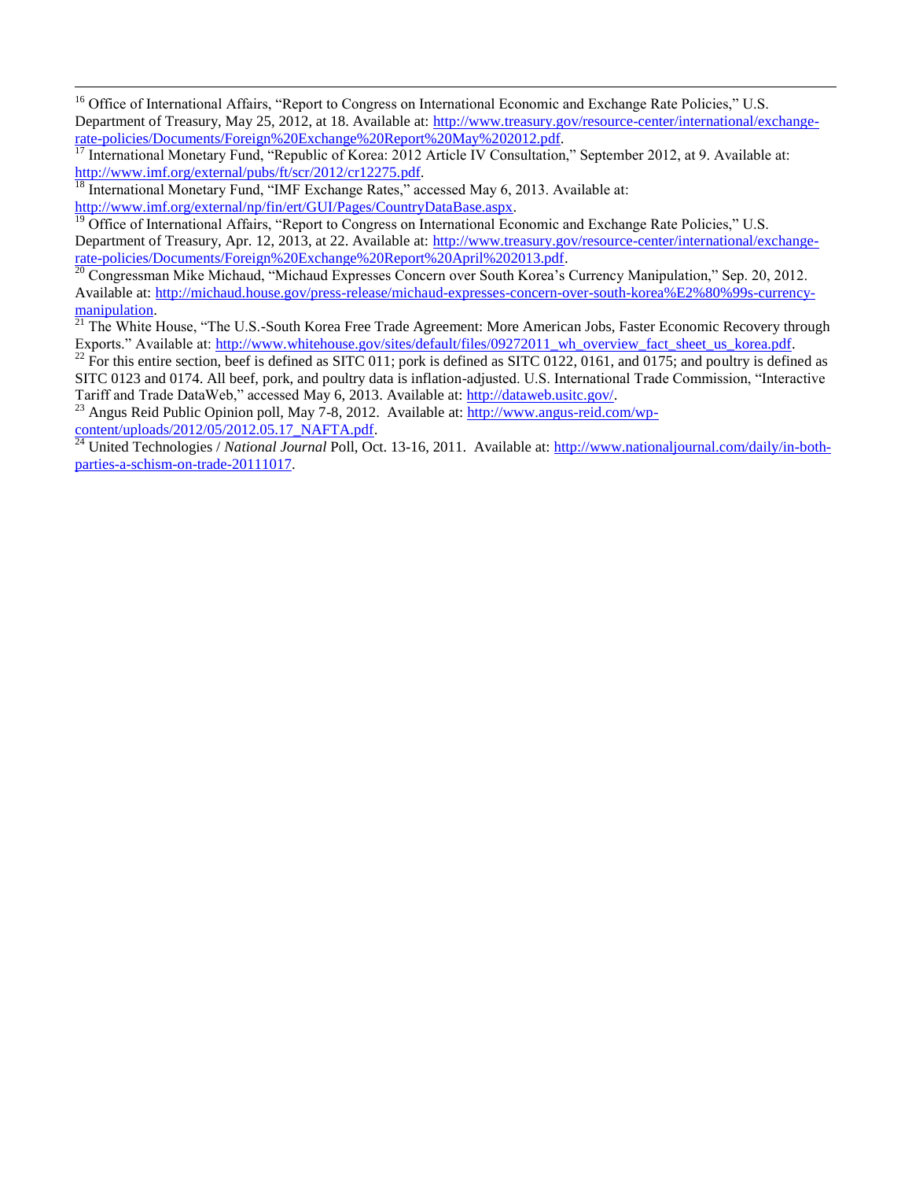[16] Office of International Affairs, "Report to Congress on International Economic and Exchange Rate Policies," U.S. Department of Treasury, May 25, 2012, at 18. Available at: http://www.treasury.gov/resource-center/international/exchange-rate-policies/Documents/Foreign%20Exchange%20Report%20May%202012.pdf.

[17] International Monetary Fund, "Republic of Korea: 2012 Article IV Consultation," September 2012, at 9. Available at: http://www.imf.org/external/pubs/ft/scr/2012/cr12275.pdf.

[18] International Monetary Fund, "IMF Exchange Rates," accessed May 6, 2013. Available at: http://www.imf.org/external/np/fin/ert/GUI/Pages/CountryDataBase.aspx.

[19] Office of International Affairs, "Report to Congress on International Economic and Exchange Rate Policies," U.S. Department of Treasury, Apr. 12, 2013, at 22. Available at: http://www.treasury.gov/resource-center/international/exchange-rate-policies/Documents/Foreign%20Exchange%20Report%20April%202013.pdf.

[20] Congressman Mike Michaud, "Michaud Expresses Concern over South Korea's Currency Manipulation," Sep. 20, 2012. Available at: http://michaud.house.gov/press-release/michaud-expresses-concern-over-south-korea%E2%80%99s-currency-manipulation.

[21] The White House, "The U.S.-South Korea Free Trade Agreement: More American Jobs, Faster Economic Recovery through Exports." Available at: http://www.whitehouse.gov/sites/default/files/09272011_wh_overview_fact_sheet_us_korea.pdf.

[22] For this entire section, beef is defined as SITC 011; pork is defined as SITC 0122, 0161, and 0175; and poultry is defined as SITC 0123 and 0174. All beef, pork, and poultry data is inflation-adjusted. U.S. International Trade Commission, "Interactive Tariff and Trade DataWeb," accessed May 6, 2013. Available at: http://dataweb.usitc.gov/.

[23] Angus Reid Public Opinion poll, May 7-8, 2012. Available at: http://www.angus-reid.com/wp-content/uploads/2012/05/2012.05.17_NAFTA.pdf.

[24] United Technologies / *National Journal* Poll, Oct. 13-16, 2011. Available at: http://www.nationaljournal.com/daily/in-both-parties-a-schism-on-trade-20111017.